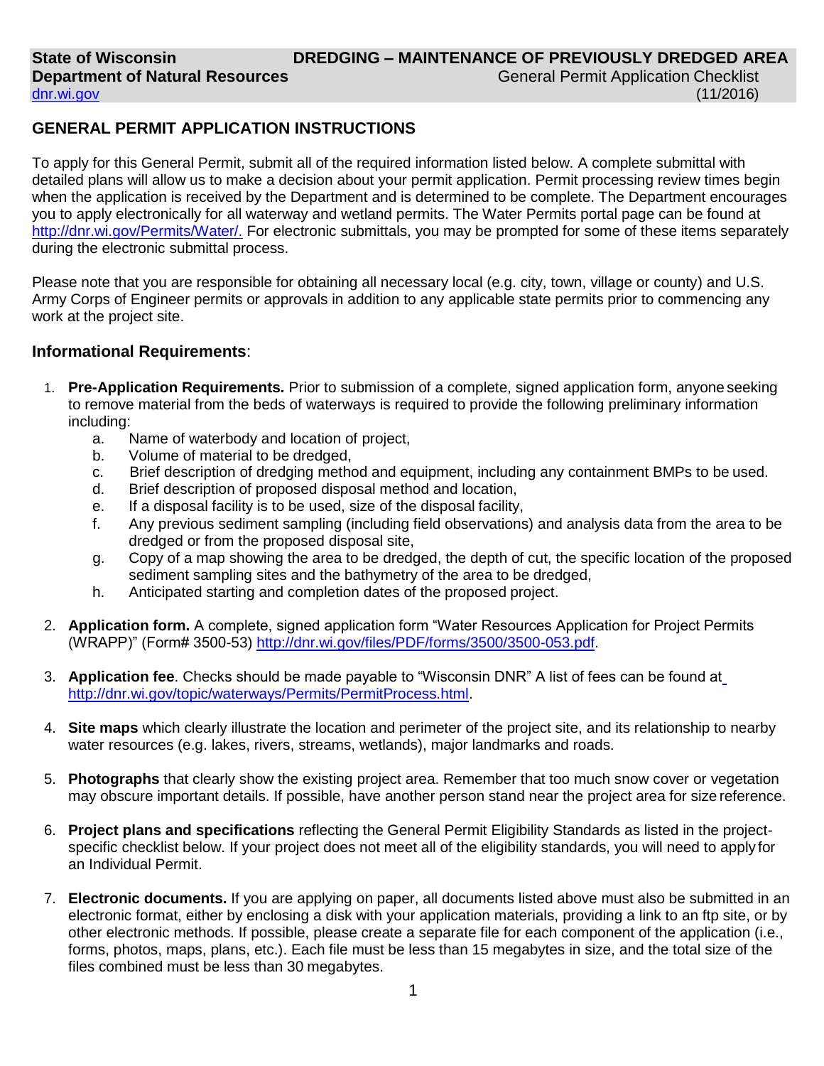State of Wisconsin
Department of Natural Resources
dnr.wi.gov

**DREDGING – MAINTENANCE OF PREVIOUSLY DREDGED AREA**
General Permit Application Checklist
(11/2016)

## GENERAL PERMIT APPLICATION INSTRUCTIONS

To apply for this General Permit, submit all of the required information listed below. A complete submittal with detailed plans will allow us to make a decision about your permit application. Permit processing review times begin when the application is received by the Department and is determined to be complete. The Department encourages you to apply electronically for all waterway and wetland permits. The Water Permits portal page can be found at http://dnr.wi.gov/Permits/Water/. For electronic submittals, you may be prompted for some of these items separately during the electronic submittal process.

Please note that you are responsible for obtaining all necessary local (e.g. city, town, village or county) and U.S. Army Corps of Engineer permits or approvals in addition to any applicable state permits prior to commencing any work at the project site.

### Informational Requirements:

1. **Pre-Application Requirements.** Prior to submission of a complete, signed application form, anyone seeking to remove material from the beds of waterways is required to provide the following preliminary information including:
   a. Name of waterbody and location of project,
   b. Volume of material to be dredged,
   c. Brief description of dredging method and equipment, including any containment BMPs to be used.
   d. Brief description of proposed disposal method and location,
   e. If a disposal facility is to be used, size of the disposal facility,
   f. Any previous sediment sampling (including field observations) and analysis data from the area to be dredged or from the proposed disposal site,
   g. Copy of a map showing the area to be dredged, the depth of cut, the specific location of the proposed sediment sampling sites and the bathymetry of the area to be dredged,
   h. Anticipated starting and completion dates of the proposed project.

2. **Application form.** A complete, signed application form "Water Resources Application for Project Permits (WRAPP)" (Form# 3500-53) http://dnr.wi.gov/files/PDF/forms/3500/3500-053.pdf.

3. **Application fee**. Checks should be made payable to "Wisconsin DNR" A list of fees can be found at http://dnr.wi.gov/topic/waterways/Permits/PermitProcess.html.

4. **Site maps** which clearly illustrate the location and perimeter of the project site, and its relationship to nearby water resources (e.g. lakes, rivers, streams, wetlands), major landmarks and roads.

5. **Photographs** that clearly show the existing project area. Remember that too much snow cover or vegetation may obscure important details. If possible, have another person stand near the project area for size reference.

6. **Project plans and specifications** reflecting the General Permit Eligibility Standards as listed in the project-specific checklist below. If your project does not meet all of the eligibility standards, you will need to apply for an Individual Permit.

7. **Electronic documents.** If you are applying on paper, all documents listed above must also be submitted in an electronic format, either by enclosing a disk with your application materials, providing a link to an ftp site, or by other electronic methods. If possible, please create a separate file for each component of the application (i.e., forms, photos, maps, plans, etc.). Each file must be less than 15 megabytes in size, and the total size of the files combined must be less than 30 megabytes.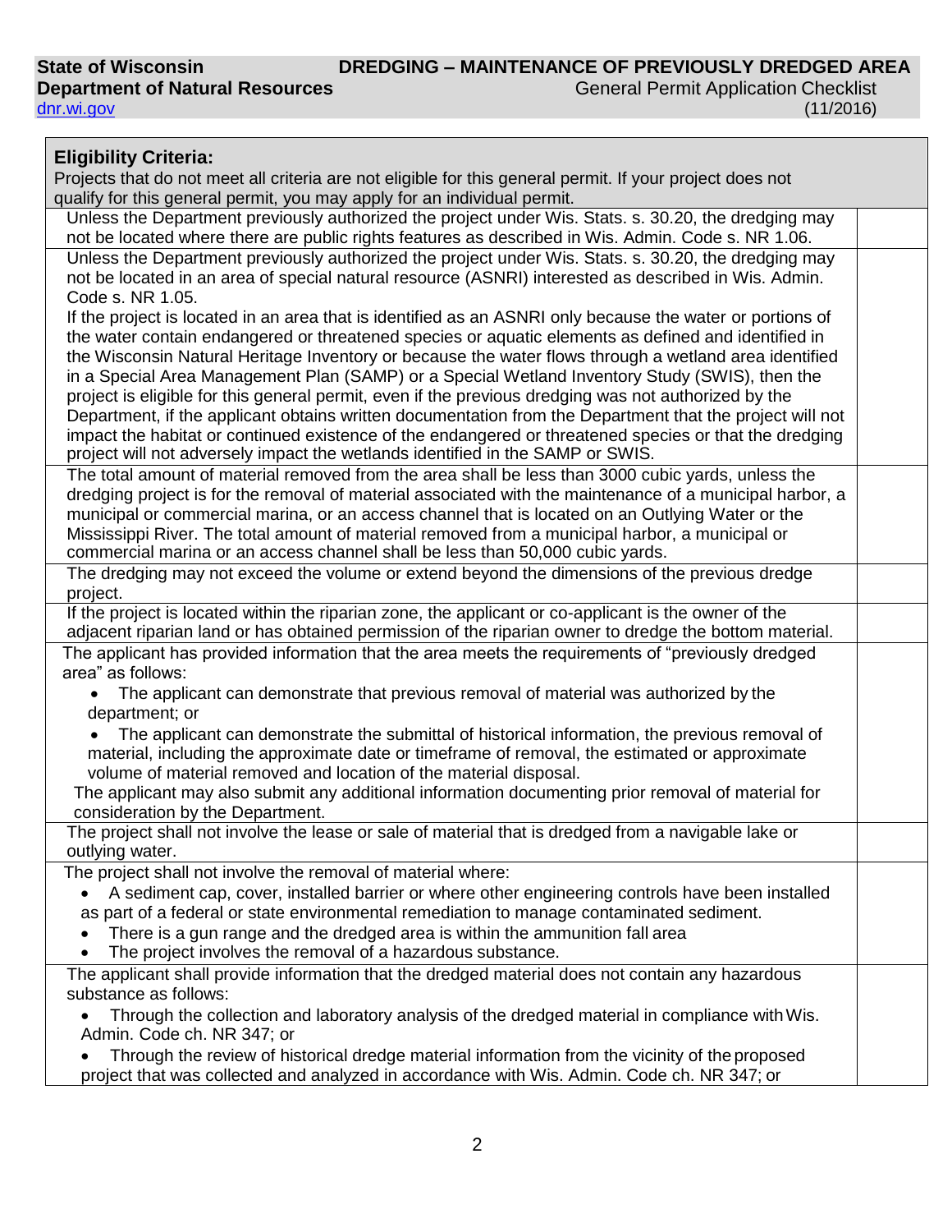State of Wisconsin
Department of Natural Resources
dnr.wi.gov

**DREDGING – MAINTENANCE OF PREVIOUSLY DREDGED AREA**
General Permit Application Checklist
(11/2016)

| **Eligibility Criteria:** Projects that do not meet all criteria are not eligible for this general permit. If your project does not qualify for this general permit, you may apply for an individual permit. | |
|---|---|
| Unless the Department previously authorized the project under Wis. Stats. s. 30.20, the dredging may not be located where there are public rights features as described in Wis. Admin. Code s. NR 1.06. | |
| Unless the Department previously authorized the project under Wis. Stats. s. 30.20, the dredging may not be located in an area of special natural resource (ASNRI) interested as described in Wis. Admin. Code s. NR 1.05. If the project is located in an area that is identified as an ASNRI only because the water or portions of the water contain endangered or threatened species or aquatic elements as defined and identified in the Wisconsin Natural Heritage Inventory or because the water flows through a wetland area identified in a Special Area Management Plan (SAMP) or a Special Wetland Inventory Study (SWIS), then the project is eligible for this general permit, even if the previous dredging was not authorized by the Department, if the applicant obtains written documentation from the Department that the project will not impact the habitat or continued existence of the endangered or threatened species or that the dredging project will not adversely impact the wetlands identified in the SAMP or SWIS. | |
| The total amount of material removed from the area shall be less than 3000 cubic yards, unless the dredging project is for the removal of material associated with the maintenance of a municipal harbor, a municipal or commercial marina, or an access channel that is located on an Outlying Water or the Mississippi River. The total amount of material removed from a municipal harbor, a municipal or commercial marina or an access channel shall be less than 50,000 cubic yards. | |
| The dredging may not exceed the volume or extend beyond the dimensions of the previous dredge project. | |
| If the project is located within the riparian zone, the applicant or co-applicant is the owner of the adjacent riparian land or has obtained permission of the riparian owner to dredge the bottom material. | |
| The applicant has provided information that the area meets the requirements of "previously dredged area" as follows:<br>• The applicant can demonstrate that previous removal of material was authorized by the department; or<br>• The applicant can demonstrate the submittal of historical information, the previous removal of material, including the approximate date or timeframe of removal, the estimated or approximate volume of material removed and location of the material disposal.<br>The applicant may also submit any additional information documenting prior removal of material for consideration by the Department. | |
| The project shall not involve the lease or sale of material that is dredged from a navigable lake or outlying water. | |
| The project shall not involve the removal of material where:<br>• A sediment cap, cover, installed barrier or where other engineering controls have been installed as part of a federal or state environmental remediation to manage contaminated sediment.<br>• There is a gun range and the dredged area is within the ammunition fall area<br>• The project involves the removal of a hazardous substance. | |
| The applicant shall provide information that the dredged material does not contain any hazardous substance as follows:<br>• Through the collection and laboratory analysis of the dredged material in compliance with Wis. Admin. Code ch. NR 347; or<br>• Through the review of historical dredge material information from the vicinity of the proposed project that was collected and analyzed in accordance with Wis. Admin. Code ch. NR 347; or | |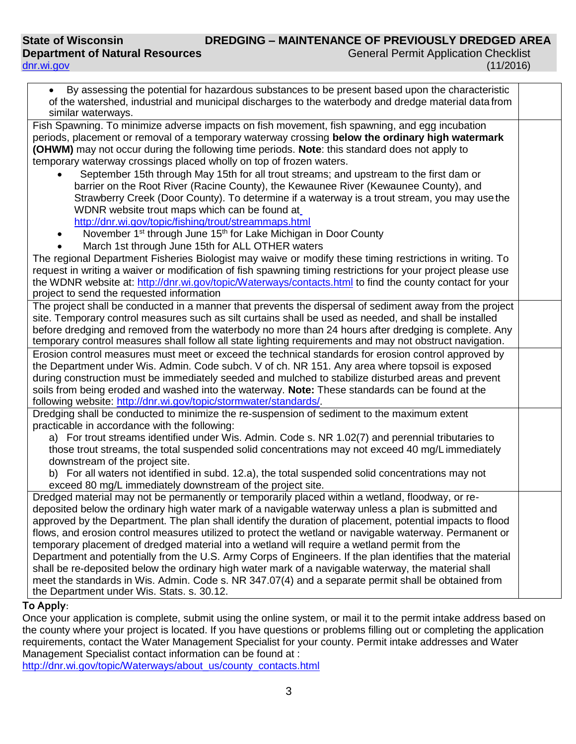| | |
|---|---|
| • By assessing the potential for hazardous substances to be present based upon the characteristic of the watershed, industrial and municipal discharges to the waterbody and dredge material data from similar waterways. | |
| Fish Spawning. To minimize adverse impacts on fish movement, fish spawning, and egg incubation periods, placement or removal of a temporary waterway crossing **below the ordinary high watermark (OHWM)** may not occur during the following time periods. **Note**: this standard does not apply to temporary waterway crossings placed wholly on top of frozen waters.<br>• September 15th through May 15th for all trout streams; and upstream to the first dam or barrier on the Root River (Racine County), the Kewaunee River (Kewaunee County), and Strawberry Creek (Door County). To determine if a waterway is a trout stream, you may use the WDNR website trout maps which can be found at http://dnr.wi.gov/topic/fishing/trout/streammaps.html<br>• November 1st through June 15th for Lake Michigan in Door County<br>• March 1st through June 15th for ALL OTHER waters<br>The regional Department Fisheries Biologist may waive or modify these timing restrictions in writing. To request in writing a waiver or modification of fish spawning timing restrictions for your project please use the WDNR website at: http://dnr.wi.gov/topic/Waterways/contacts.html to find the county contact for your project to send the requested information | |
| The project shall be conducted in a manner that prevents the dispersal of sediment away from the project site. Temporary control measures such as silt curtains shall be used as needed, and shall be installed before dredging and removed from the waterbody no more than 24 hours after dredging is complete. Any temporary control measures shall follow all state lighting requirements and may not obstruct navigation. | |
| Erosion control measures must meet or exceed the technical standards for erosion control approved by the Department under Wis. Admin. Code subch. V of ch. NR 151. Any area where topsoil is exposed during construction must be immediately seeded and mulched to stabilize disturbed areas and prevent soils from being eroded and washed into the waterway. **Note:** These standards can be found at the following website: http://dnr.wi.gov/topic/stormwater/standards/. | |
| Dredging shall be conducted to minimize the re-suspension of sediment to the maximum extent practicable in accordance with the following:<br>a) For trout streams identified under Wis. Admin. Code s. NR 1.02(7) and perennial tributaries to those trout streams, the total suspended solid concentrations may not exceed 40 mg/L immediately downstream of the project site.<br>b) For all waters not identified in subd. 12.a), the total suspended solid concentrations may not exceed 80 mg/L immediately downstream of the project site. | |
| Dredged material may not be permanently or temporarily placed within a wetland, floodway, or re-deposited below the ordinary high water mark of a navigable waterway unless a plan is submitted and approved by the Department. The plan shall identify the duration of placement, potential impacts to flood flows, and erosion control measures utilized to protect the wetland or navigable waterway. Permanent or temporary placement of dredged material into a wetland will require a wetland permit from the Department and potentially from the U.S. Army Corps of Engineers. If the plan identifies that the material shall be re-deposited below the ordinary high water mark of a navigable waterway, the material shall meet the standards in Wis. Admin. Code s. NR 347.07(4) and a separate permit shall be obtained from the Department under Wis. Stats. s. 30.12. | |

**To Apply**:

Once your application is complete, submit using the online system, or mail it to the permit intake address based on the county where your project is located. If you have questions or problems filling out or completing the application requirements, contact the Water Management Specialist for your county. Permit intake addresses and Water Management Specialist contact information can be found at :
http://dnr.wi.gov/topic/Waterways/about_us/county_contacts.html